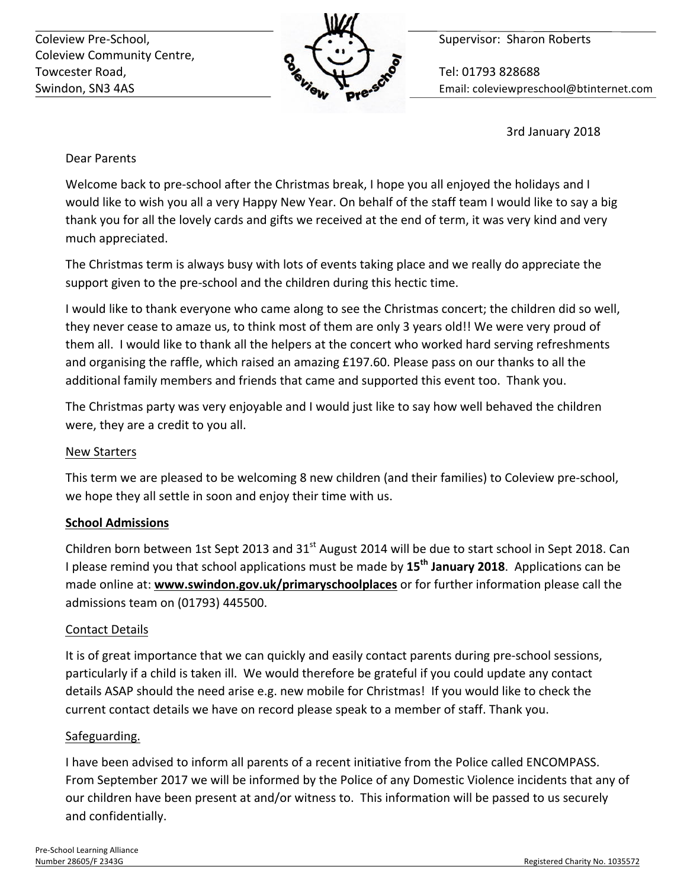Coleview Pre-School,
Coleview Community Centre,
Towcester Road,
Swindon, SN3 4AS

Supervisor: Sharon Roberts

Tel: 01793 828688
Email: coleviewpreschool@btinternet.com

3rd January 2018

Dear Parents

Welcome back to pre-school after the Christmas break, I hope you all enjoyed the holidays and I would like to wish you all a very Happy New Year. On behalf of the staff team I would like to say a big thank you for all the lovely cards and gifts we received at the end of term, it was very kind and very much appreciated.

The Christmas term is always busy with lots of events taking place and we really do appreciate the support given to the pre-school and the children during this hectic time.

I would like to thank everyone who came along to see the Christmas concert; the children did so well, they never cease to amaze us, to think most of them are only 3 years old!! We were very proud of them all. I would like to thank all the helpers at the concert who worked hard serving refreshments and organising the raffle, which raised an amazing £197.60. Please pass on our thanks to all the additional family members and friends that came and supported this event too. Thank you.

The Christmas party was very enjoyable and I would just like to say how well behaved the children were, they are a credit to you all.

## New Starters

This term we are pleased to be welcoming 8 new children (and their families) to Coleview pre-school, we hope they all settle in soon and enjoy their time with us.

## **School Admissions**

Children born between 1st Sept 2013 and 31st August 2014 will be due to start school in Sept 2018. Can I please remind you that school applications must be made by **15th January 2018**. Applications can be made online at: **www.swindon.gov.uk/primaryschoolplaces** or for further information please call the admissions team on (01793) 445500.

## Contact Details

It is of great importance that we can quickly and easily contact parents during pre-school sessions, particularly if a child is taken ill. We would therefore be grateful if you could update any contact details ASAP should the need arise e.g. new mobile for Christmas! If you would like to check the current contact details we have on record please speak to a member of staff. Thank you.

## Safeguarding.

I have been advised to inform all parents of a recent initiative from the Police called ENCOMPASS. From September 2017 we will be informed by the Police of any Domestic Violence incidents that any of our children have been present at and/or witness to. This information will be passed to us securely and confidentially.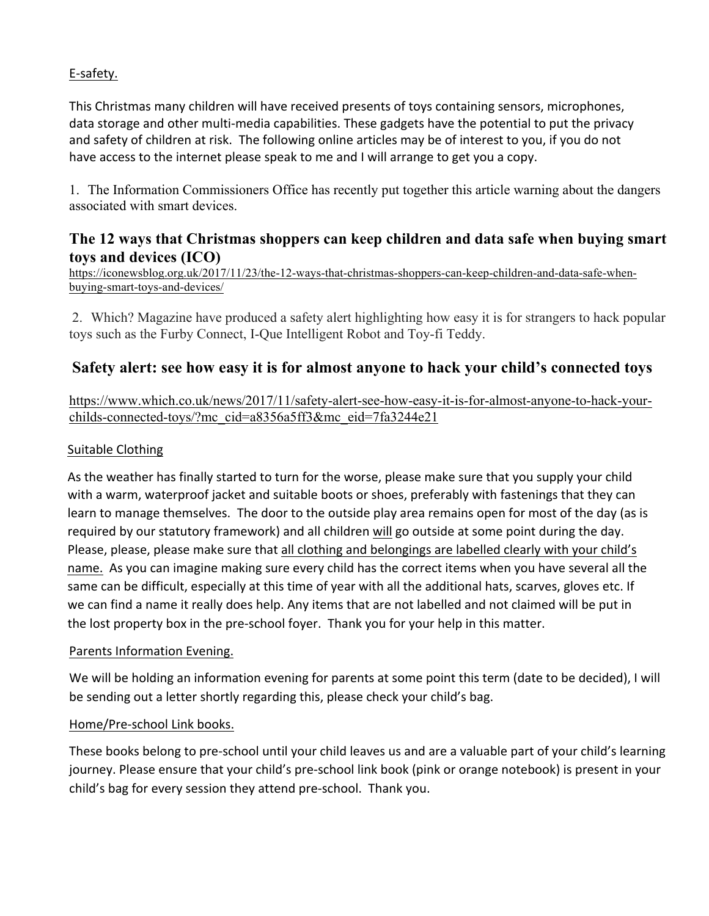E-safety.

This Christmas many children will have received presents of toys containing sensors, microphones, data storage and other multi-media capabilities. These gadgets have the potential to put the privacy and safety of children at risk. The following online articles may be of interest to you, if you do not have access to the internet please speak to me and I will arrange to get you a copy.

1. The Information Commissioners Office has recently put together this article warning about the dangers associated with smart devices.

### **The 12 ways that Christmas shoppers can keep children and data safe when buying smart toys and devices (ICO)**

https://iconewsblog.org.uk/2017/11/23/the-12-ways-that-christmas-shoppers-can-keep-children-and-data-safe-when-buying-smart-toys-and-devices/

2. Which? Magazine have produced a safety alert highlighting how easy it is for strangers to hack popular toys such as the Furby Connect, I-Que Intelligent Robot and Toy-fi Teddy.

### **Safety alert: see how easy it is for almost anyone to hack your child's connected toys**

https://www.which.co.uk/news/2017/11/safety-alert-see-how-easy-it-is-for-almost-anyone-to-hack-your-childs-connected-toys/?mc_cid=a8356a5ff3&mc_eid=7fa3244e21

Suitable Clothing

As the weather has finally started to turn for the worse, please make sure that you supply your child with a warm, waterproof jacket and suitable boots or shoes, preferably with fastenings that they can learn to manage themselves. The door to the outside play area remains open for most of the day (as is required by our statutory framework) and all children will go outside at some point during the day. Please, please, please make sure that all clothing and belongings are labelled clearly with your child's name. As you can imagine making sure every child has the correct items when you have several all the same can be difficult, especially at this time of year with all the additional hats, scarves, gloves etc. If we can find a name it really does help. Any items that are not labelled and not claimed will be put in the lost property box in the pre-school foyer. Thank you for your help in this matter.

Parents Information Evening.

We will be holding an information evening for parents at some point this term (date to be decided), I will be sending out a letter shortly regarding this, please check your child's bag.

Home/Pre-school Link books.

These books belong to pre-school until your child leaves us and are a valuable part of your child's learning journey. Please ensure that your child's pre-school link book (pink or orange notebook) is present in your child's bag for every session they attend pre-school. Thank you.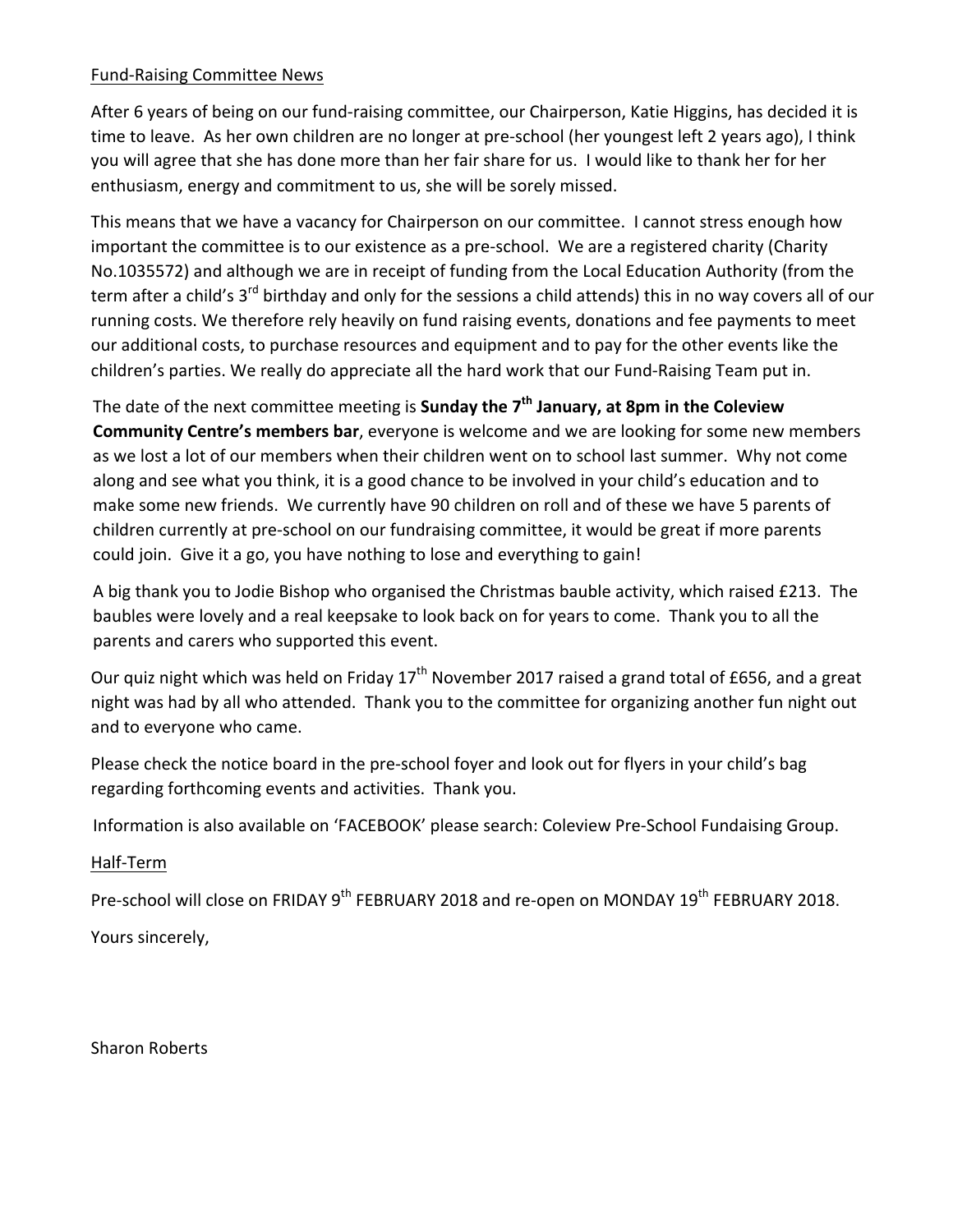## Fund-Raising Committee News

After 6 years of being on our fund-raising committee, our Chairperson, Katie Higgins, has decided it is time to leave. As her own children are no longer at pre-school (her youngest left 2 years ago), I think you will agree that she has done more than her fair share for us. I would like to thank her for her enthusiasm, energy and commitment to us, she will be sorely missed.

This means that we have a vacancy for Chairperson on our committee. I cannot stress enough how important the committee is to our existence as a pre-school. We are a registered charity (Charity No.1035572) and although we are in receipt of funding from the Local Education Authority (from the term after a child's 3rd birthday and only for the sessions a child attends) this in no way covers all of our running costs. We therefore rely heavily on fund raising events, donations and fee payments to meet our additional costs, to purchase resources and equipment and to pay for the other events like the children's parties. We really do appreciate all the hard work that our Fund-Raising Team put in.

The date of the next committee meeting is **Sunday the 7th January, at 8pm in the Coleview Community Centre's members bar**, everyone is welcome and we are looking for some new members as we lost a lot of our members when their children went on to school last summer. Why not come along and see what you think, it is a good chance to be involved in your child's education and to make some new friends. We currently have 90 children on roll and of these we have 5 parents of children currently at pre-school on our fundraising committee, it would be great if more parents could join. Give it a go, you have nothing to lose and everything to gain!

A big thank you to Jodie Bishop who organised the Christmas bauble activity, which raised £213. The baubles were lovely and a real keepsake to look back on for years to come. Thank you to all the parents and carers who supported this event.

Our quiz night which was held on Friday 17th November 2017 raised a grand total of £656, and a great night was had by all who attended. Thank you to the committee for organizing another fun night out and to everyone who came.

Please check the notice board in the pre-school foyer and look out for flyers in your child's bag regarding forthcoming events and activities. Thank you.

Information is also available on 'FACEBOOK' please search: Coleview Pre-School Fundaising Group.

## Half-Term

Pre-school will close on FRIDAY 9th FEBRUARY 2018 and re-open on MONDAY 19th FEBRUARY 2018.

Yours sincerely,

Sharon Roberts